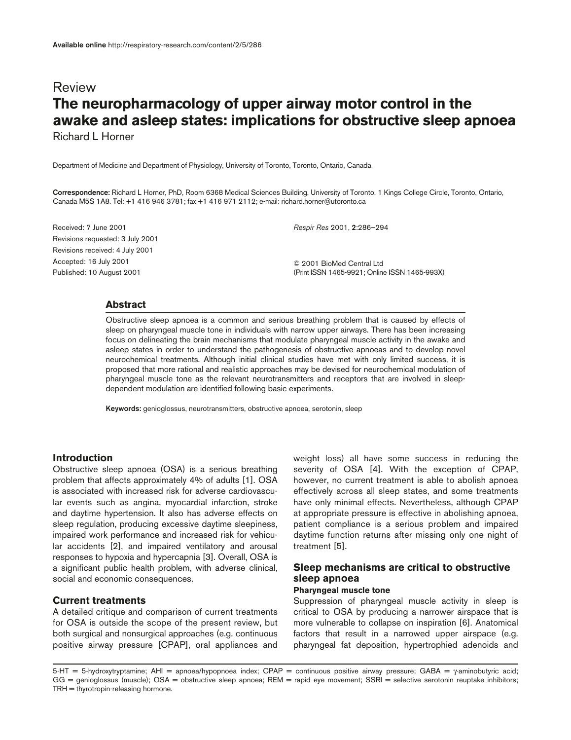Available online http://respiratory-research.com/content/2/5/286

Review

# The neuropharmacology of upper airway motor control in the awake and asleep states: implications for obstructive sleep apnoea

Richard L Horner

Department of Medicine and Department of Physiology, University of Toronto, Toronto, Ontario, Canada

**Correspondence:** Richard L Horner, PhD, Room 6368 Medical Sciences Building, University of Toronto, 1 Kings College Circle, Toronto, Ontario, Canada M5S 1A8. Tel: +1 416 946 3781; fax +1 416 971 2112; e-mail: richard.horner@utoronto.ca

Received: 7 June 2001
Revisions requested: 3 July 2001
Revisions received: 4 July 2001
Accepted: 16 July 2001
Published: 10 August 2001

*Respir Res* 2001, **2**:286–294

© 2001 BioMed Central Ltd
(Print ISSN 1465-9921; Online ISSN 1465-993X)

## Abstract

Obstructive sleep apnoea is a common and serious breathing problem that is caused by effects of sleep on pharyngeal muscle tone in individuals with narrow upper airways. There has been increasing focus on delineating the brain mechanisms that modulate pharyngeal muscle activity in the awake and asleep states in order to understand the pathogenesis of obstructive apnoeas and to develop novel neurochemical treatments. Although initial clinical studies have met with only limited success, it is proposed that more rational and realistic approaches may be devised for neurochemical modulation of pharyngeal muscle tone as the relevant neurotransmitters and receptors that are involved in sleep-dependent modulation are identified following basic experiments.

**Keywords:** genioglossus, neurotransmitters, obstructive apnoea, serotonin, sleep

## Introduction

Obstructive sleep apnoea (OSA) is a serious breathing problem that affects approximately 4% of adults [1]. OSA is associated with increased risk for adverse cardiovascular events such as angina, myocardial infarction, stroke and daytime hypertension. It also has adverse effects on sleep regulation, producing excessive daytime sleepiness, impaired work performance and increased risk for vehicular accidents [2], and impaired ventilatory and arousal responses to hypoxia and hypercapnia [3]. Overall, OSA is a significant public health problem, with adverse clinical, social and economic consequences.

## Current treatments

A detailed critique and comparison of current treatments for OSA is outside the scope of the present review, but both surgical and nonsurgical approaches (e.g. continuous positive airway pressure [CPAP], oral appliances and weight loss) all have some success in reducing the severity of OSA [4]. With the exception of CPAP, however, no current treatment is able to abolish apnoea effectively across all sleep states, and some treatments have only minimal effects. Nevertheless, although CPAP at appropriate pressure is effective in abolishing apnoea, patient compliance is a serious problem and impaired daytime function returns after missing only one night of treatment [5].

## Sleep mechanisms are critical to obstructive sleep apnoea

### Pharyngeal muscle tone

Suppression of pharyngeal muscle activity in sleep is critical to OSA by producing a narrower airspace that is more vulnerable to collapse on inspiration [6]. Anatomical factors that result in a narrowed upper airspace (e.g. pharyngeal fat deposition, hypertrophied adenoids and

5-HT = 5-hydroxytryptamine; AHI = apnoea/hypopnoea index; CPAP = continuous positive airway pressure; GABA = γ-aminobutyric acid; GG = genioglossus (muscle); OSA = obstructive sleep apnoea; REM = rapid eye movement; SSRI = selective serotonin reuptake inhibitors; TRH = thyrotropin-releasing hormone.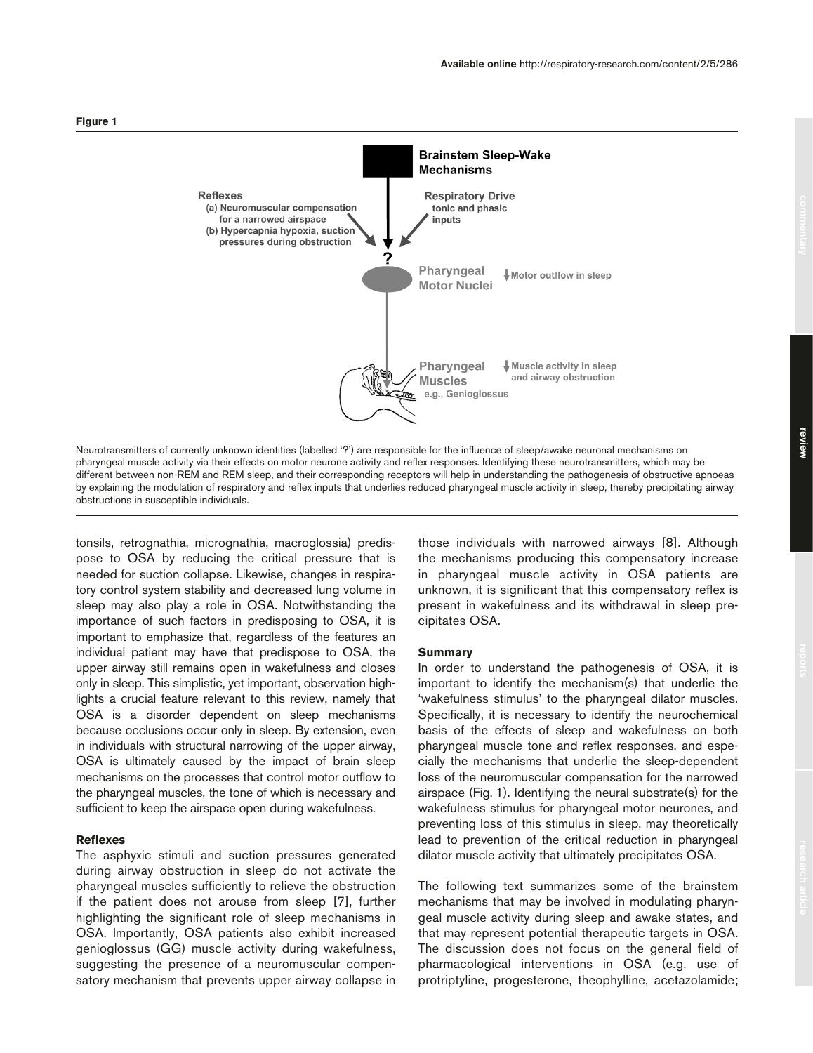**Figure 1**

Brainstem Sleep-Wake Mechanisms

Reflexes
(a) Neuromuscular compensation for a narrowed airspace
(b) Hypercapnia hypoxia, suction pressures during obstruction

Respiratory Drive
tonic and phasic inputs

?

Pharyngeal Motor Nuclei

↓Motor outflow in sleep

Pharyngeal Muscles
e.g., Genioglossus

↓Muscle activity in sleep and airway obstruction

Neurotransmitters of currently unknown identities (labelled '?') are responsible for the influence of sleep/awake neuronal mechanisms on pharyngeal muscle activity via their effects on motor neurone activity and reflex responses. Identifying these neurotransmitters, which may be different between non-REM and REM sleep, and their corresponding receptors will help in understanding the pathogenesis of obstructive apnoeas by explaining the modulation of respiratory and reflex inputs that underlies reduced pharyngeal muscle activity in sleep, thereby precipitating airway obstructions in susceptible individuals.

tonsils, retrognathia, micrognathia, macroglossia) predispose to OSA by reducing the critical pressure that is needed for suction collapse. Likewise, changes in respiratory control system stability and decreased lung volume in sleep may also play a role in OSA. Notwithstanding the importance of such factors in predisposing to OSA, it is important to emphasize that, regardless of the features an individual patient may have that predispose to OSA, the upper airway still remains open in wakefulness and closes only in sleep. This simplistic, yet important, observation highlights a crucial feature relevant to this review, namely that OSA is a disorder dependent on sleep mechanisms because occlusions occur only in sleep. By extension, even in individuals with structural narrowing of the upper airway, OSA is ultimately caused by the impact of brain sleep mechanisms on the processes that control motor outflow to the pharyngeal muscles, the tone of which is necessary and sufficient to keep the airspace open during wakefulness.

### Reflexes

The asphyxic stimuli and suction pressures generated during airway obstruction in sleep do not activate the pharyngeal muscles sufficiently to relieve the obstruction if the patient does not arouse from sleep [7], further highlighting the significant role of sleep mechanisms in OSA. Importantly, OSA patients also exhibit increased genioglossus (GG) muscle activity during wakefulness, suggesting the presence of a neuromuscular compensatory mechanism that prevents upper airway collapse in those individuals with narrowed airways [8]. Although the mechanisms producing this compensatory increase in pharyngeal muscle activity in OSA patients are unknown, it is significant that this compensatory reflex is present in wakefulness and its withdrawal in sleep precipitates OSA.

### Summary

In order to understand the pathogenesis of OSA, it is important to identify the mechanism(s) that underlie the 'wakefulness stimulus' to the pharyngeal dilator muscles. Specifically, it is necessary to identify the neurochemical basis of the effects of sleep and wakefulness on both pharyngeal muscle tone and reflex responses, and especially the mechanisms that underlie the sleep-dependent loss of the neuromuscular compensation for the narrowed airspace (Fig. 1). Identifying the neural substrate(s) for the wakefulness stimulus for pharyngeal motor neurones, and preventing loss of this stimulus in sleep, may theoretically lead to prevention of the critical reduction in pharyngeal dilator muscle activity that ultimately precipitates OSA.

The following text summarizes some of the brainstem mechanisms that may be involved in modulating pharyngeal muscle activity during sleep and awake states, and that may represent potential therapeutic targets in OSA. The discussion does not focus on the general field of pharmacological interventions in OSA (e.g. use of protriptyline, progesterone, theophylline, acetazolamide;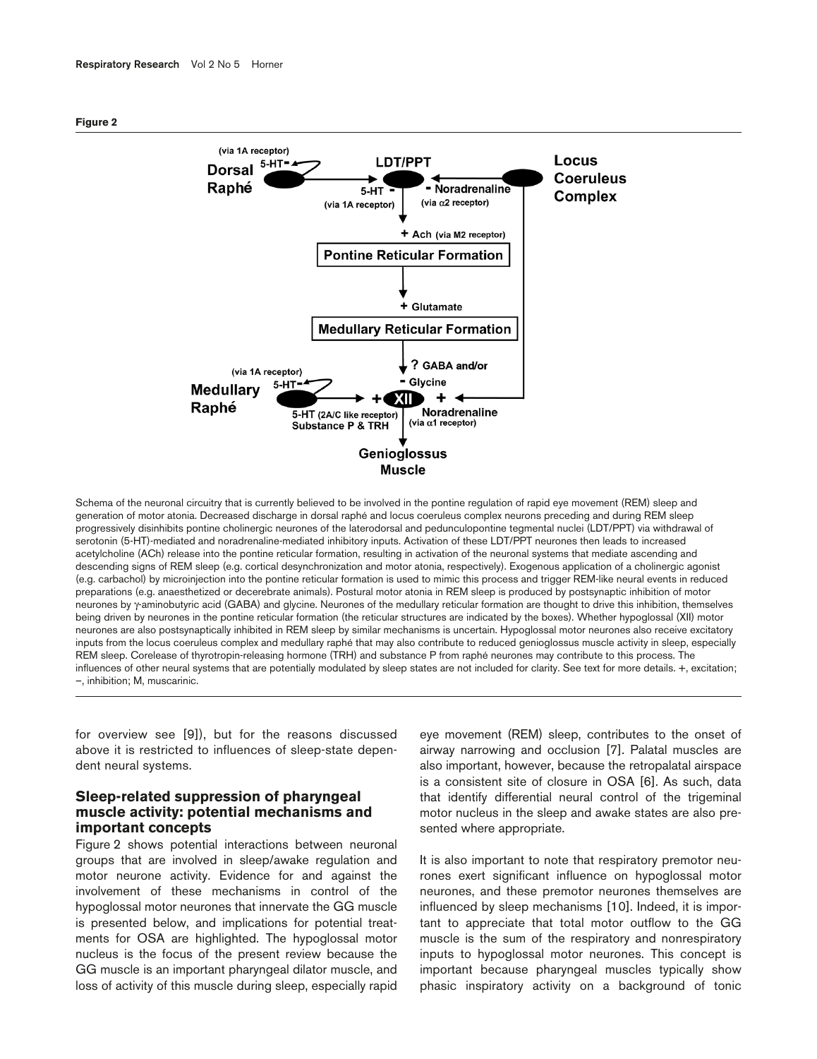**Figure 2**

(via 1A receptor)
5-HT -
Dorsal Raphé
LDT/PPT
Locus Coeruleus Complex
5-HT -
(via 1A receptor)
- Noradrenaline
(via α2 receptor)
+ Ach (via M2 receptor)
Pontine Reticular Formation
+ Glutamate
Medullary Reticular Formation
? GABA and/or
- Glycine
(via 1A receptor)
5-HT -
Medullary Raphé
+ XII +
5-HT (2A/C like receptor)
Substance P & TRH
Noradrenaline
(via α1 receptor)
Genioglossus Muscle

Schema of the neuronal circuitry that is currently believed to be involved in the pontine regulation of rapid eye movement (REM) sleep and generation of motor atonia. Decreased discharge in dorsal raphé and locus coeruleus complex neurons preceding and during REM sleep progressively disinhibits pontine cholinergic neurones of the laterodorsal and pedunculopontine tegmental nuclei (LDT/PPT) via withdrawal of serotonin (5-HT)-mediated and noradrenaline-mediated inhibitory inputs. Activation of these LDT/PPT neurones then leads to increased acetylcholine (ACh) release into the pontine reticular formation, resulting in activation of the neuronal systems that mediate ascending and descending signs of REM sleep (e.g. cortical desynchronization and motor atonia, respectively). Exogenous application of a cholinergic agonist (e.g. carbachol) by microinjection into the pontine reticular formation is used to mimic this process and trigger REM-like neural events in reduced preparations (e.g. anaesthetized or decerebrate animals). Postural motor atonia in REM sleep is produced by postsynaptic inhibition of motor neurones by γ-aminobutyric acid (GABA) and glycine. Neurones of the medullary reticular formation are thought to drive this inhibition, themselves being driven by neurones in the pontine reticular formation (the reticular structures are indicated by the boxes). Whether hypoglossal (XII) motor neurones are also postsynaptically inhibited in REM sleep by similar mechanisms is uncertain. Hypoglossal motor neurones also receive excitatory inputs from the locus coeruleus complex and medullary raphé that may also contribute to reduced genioglossus muscle activity in sleep, especially REM sleep. Corelease of thyrotropin-releasing hormone (TRH) and substance P from raphé neurones may contribute to this process. The influences of other neural systems that are potentially modulated by sleep states are not included for clarity. See text for more details. +, excitation; –, inhibition; M, muscarinic.

for overview see [9]), but for the reasons discussed above it is restricted to influences of sleep-state dependent neural systems.

## Sleep-related suppression of pharyngeal muscle activity: potential mechanisms and important concepts

Figure 2 shows potential interactions between neuronal groups that are involved in sleep/awake regulation and motor neurone activity. Evidence for and against the involvement of these mechanisms in control of the hypoglossal motor neurones that innervate the GG muscle is presented below, and implications for potential treatments for OSA are highlighted. The hypoglossal motor nucleus is the focus of the present review because the GG muscle is an important pharyngeal dilator muscle, and loss of activity of this muscle during sleep, especially rapid eye movement (REM) sleep, contributes to the onset of airway narrowing and occlusion [7]. Palatal muscles are also important, however, because the retropalatal airspace is a consistent site of closure in OSA [6]. As such, data that identify differential neural control of the trigeminal motor nucleus in the sleep and awake states are also presented where appropriate.

It is also important to note that respiratory premotor neurones exert significant influence on hypoglossal motor neurones, and these premotor neurones themselves are influenced by sleep mechanisms [10]. Indeed, it is important to appreciate that total motor outflow to the GG muscle is the sum of the respiratory and nonrespiratory inputs to hypoglossal motor neurones. This concept is important because pharyngeal muscles typically show phasic inspiratory activity on a background of tonic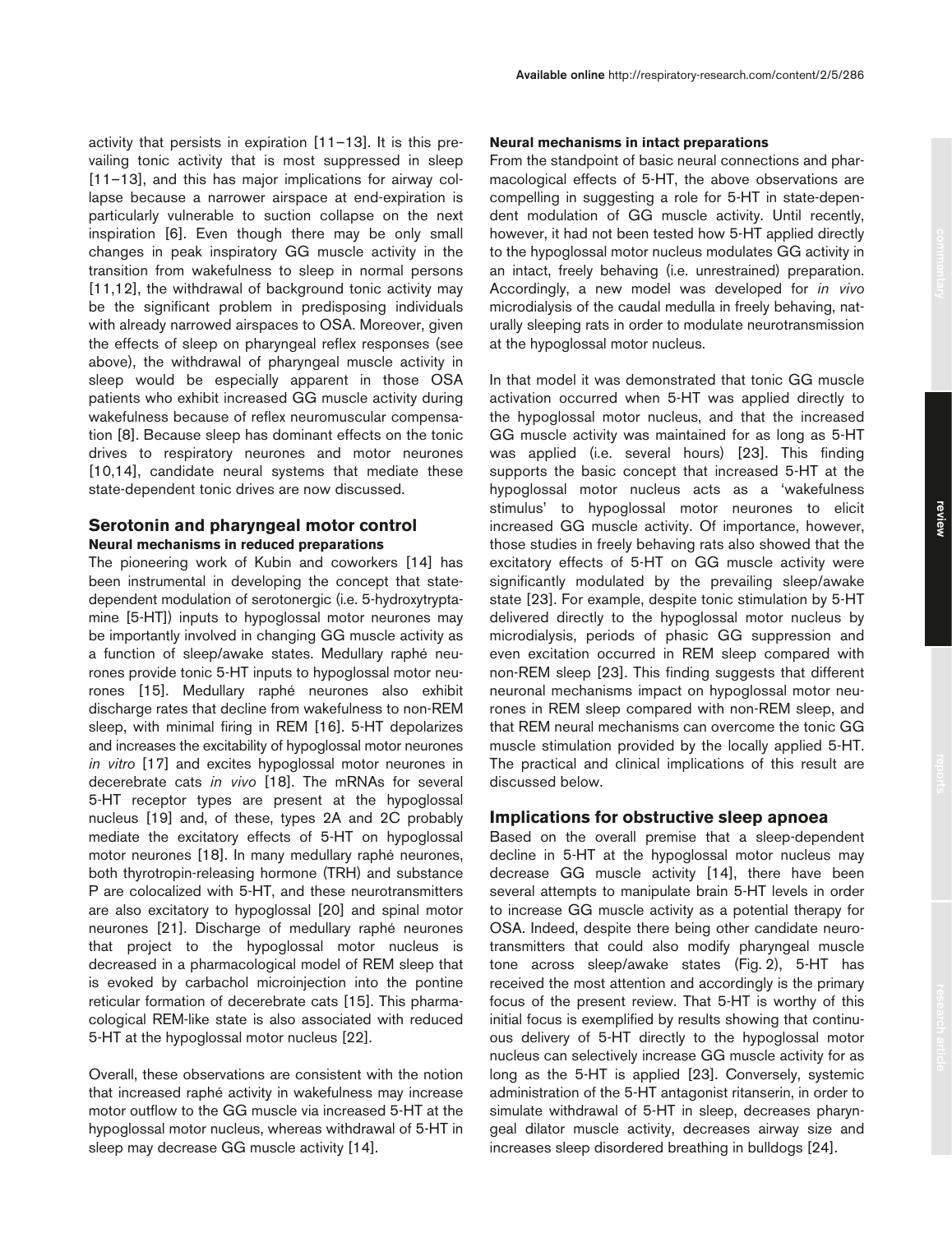activity that persists in expiration [11–13]. It is this prevailing tonic activity that is most suppressed in sleep [11–13], and this has major implications for airway collapse because a narrower airspace at end-expiration is particularly vulnerable to suction collapse on the next inspiration [6]. Even though there may be only small changes in peak inspiratory GG muscle activity in the transition from wakefulness to sleep in normal persons [11,12], the withdrawal of background tonic activity may be the significant problem in predisposing individuals with already narrowed airspaces to OSA. Moreover, given the effects of sleep on pharyngeal reflex responses (see above), the withdrawal of pharyngeal muscle activity in sleep would be especially apparent in those OSA patients who exhibit increased GG muscle activity during wakefulness because of reflex neuromuscular compensation [8]. Because sleep has dominant effects on the tonic drives to respiratory neurones and motor neurones [10,14], candidate neural systems that mediate these state-dependent tonic drives are now discussed.

## Serotonin and pharyngeal motor control

### Neural mechanisms in reduced preparations

The pioneering work of Kubin and coworkers [14] has been instrumental in developing the concept that state-dependent modulation of serotonergic (i.e. 5-hydroxytryptamine [5-HT]) inputs to hypoglossal motor neurones may be importantly involved in changing GG muscle activity as a function of sleep/awake states. Medullary raphé neurones provide tonic 5-HT inputs to hypoglossal motor neurones [15]. Medullary raphé neurones also exhibit discharge rates that decline from wakefulness to non-REM sleep, with minimal firing in REM [16]. 5-HT depolarizes and increases the excitability of hypoglossal motor neurones *in vitro* [17] and excites hypoglossal motor neurones in decerebrate cats *in vivo* [18]. The mRNAs for several 5-HT receptor types are present at the hypoglossal nucleus [19] and, of these, types 2A and 2C probably mediate the excitatory effects of 5-HT on hypoglossal motor neurones [18]. In many medullary raphé neurones, both thyrotropin-releasing hormone (TRH) and substance P are colocalized with 5-HT, and these neurotransmitters are also excitatory to hypoglossal [20] and spinal motor neurones [21]. Discharge of medullary raphé neurones that project to the hypoglossal motor nucleus is decreased in a pharmacological model of REM sleep that is evoked by carbachol microinjection into the pontine reticular formation of decerebrate cats [15]. This pharmacological REM-like state is also associated with reduced 5-HT at the hypoglossal motor nucleus [22].

Overall, these observations are consistent with the notion that increased raphé activity in wakefulness may increase motor outflow to the GG muscle via increased 5-HT at the hypoglossal motor nucleus, whereas withdrawal of 5-HT in sleep may decrease GG muscle activity [14].

### Neural mechanisms in intact preparations

From the standpoint of basic neural connections and pharmacological effects of 5-HT, the above observations are compelling in suggesting a role for 5-HT in state-dependent modulation of GG muscle activity. Until recently, however, it had not been tested how 5-HT applied directly to the hypoglossal motor nucleus modulates GG activity in an intact, freely behaving (i.e. unrestrained) preparation. Accordingly, a new model was developed for *in vivo* microdialysis of the caudal medulla in freely behaving, naturally sleeping rats in order to modulate neurotransmission at the hypoglossal motor nucleus.

In that model it was demonstrated that tonic GG muscle activation occurred when 5-HT was applied directly to the hypoglossal motor nucleus, and that the increased GG muscle activity was maintained for as long as 5-HT was applied (i.e. several hours) [23]. This finding supports the basic concept that increased 5-HT at the hypoglossal motor nucleus acts as a 'wakefulness stimulus' to hypoglossal motor neurones to elicit increased GG muscle activity. Of importance, however, those studies in freely behaving rats also showed that the excitatory effects of 5-HT on GG muscle activity were significantly modulated by the prevailing sleep/awake state [23]. For example, despite tonic stimulation by 5-HT delivered directly to the hypoglossal motor nucleus by microdialysis, periods of phasic GG suppression and even excitation occurred in REM sleep compared with non-REM sleep [23]. This finding suggests that different neuronal mechanisms impact on hypoglossal motor neurones in REM sleep compared with non-REM sleep, and that REM neural mechanisms can overcome the tonic GG muscle stimulation provided by the locally applied 5-HT. The practical and clinical implications of this result are discussed below.

## Implications for obstructive sleep apnoea

Based on the overall premise that a sleep-dependent decline in 5-HT at the hypoglossal motor nucleus may decrease GG muscle activity [14], there have been several attempts to manipulate brain 5-HT levels in order to increase GG muscle activity as a potential therapy for OSA. Indeed, despite there being other candidate neurotransmitters that could also modify pharyngeal muscle tone across sleep/awake states (Fig. 2), 5-HT has received the most attention and accordingly is the primary focus of the present review. That 5-HT is worthy of this initial focus is exemplified by results showing that continuous delivery of 5-HT directly to the hypoglossal motor nucleus can selectively increase GG muscle activity for as long as the 5-HT is applied [23]. Conversely, systemic administration of the 5-HT antagonist ritanserin, in order to simulate withdrawal of 5-HT in sleep, decreases pharyngeal dilator muscle activity, decreases airway size and increases sleep disordered breathing in bulldogs [24].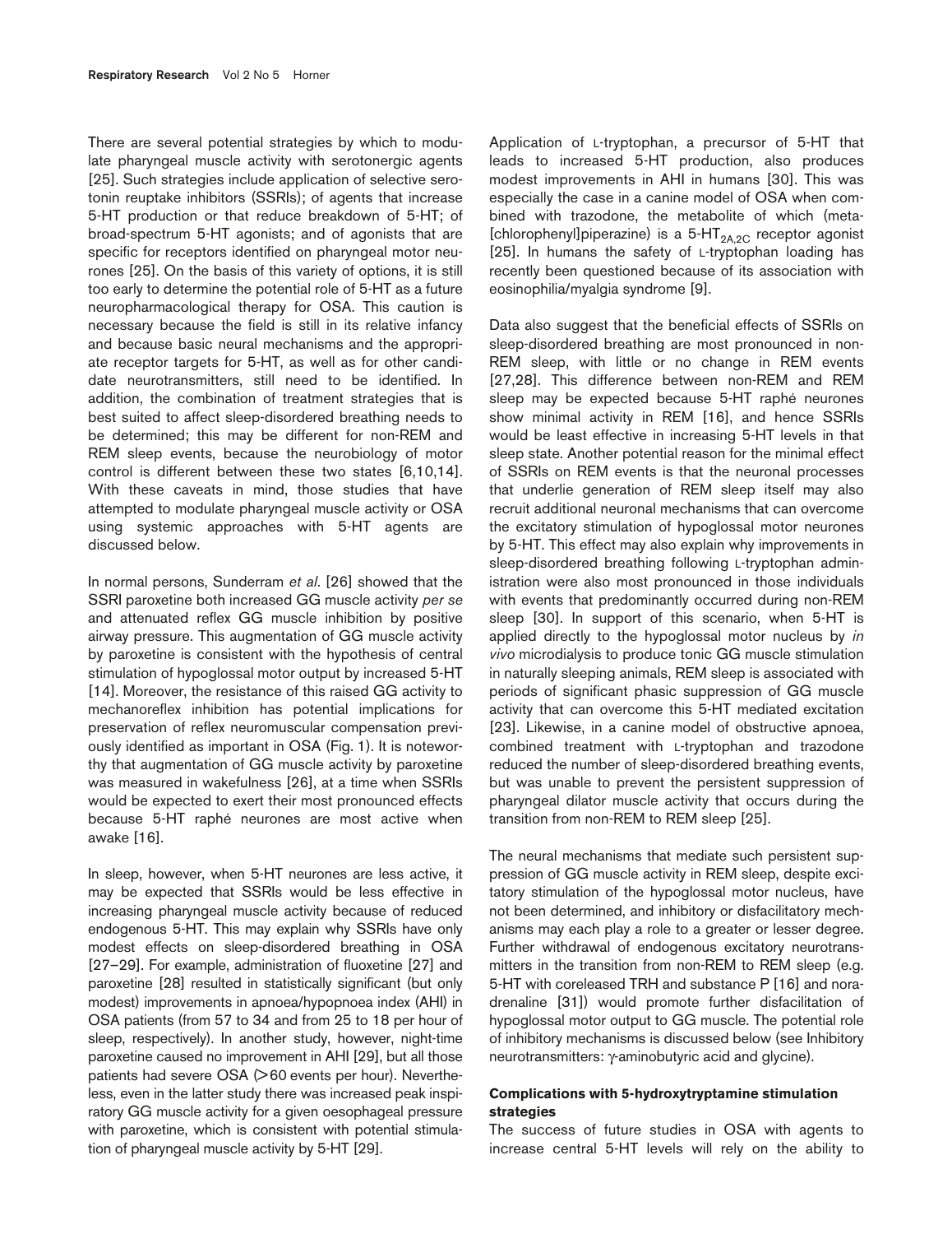There are several potential strategies by which to modulate pharyngeal muscle activity with serotonergic agents [25]. Such strategies include application of selective serotonin reuptake inhibitors (SSRIs); of agents that increase 5-HT production or that reduce breakdown of 5-HT; of broad-spectrum 5-HT agonists; and of agonists that are specific for receptors identified on pharyngeal motor neurones [25]. On the basis of this variety of options, it is still too early to determine the potential role of 5-HT as a future neuropharmacological therapy for OSA. This caution is necessary because the field is still in its relative infancy and because basic neural mechanisms and the appropriate receptor targets for 5-HT, as well as for other candidate neurotransmitters, still need to be identified. In addition, the combination of treatment strategies that is best suited to affect sleep-disordered breathing needs to be determined; this may be different for non-REM and REM sleep events, because the neurobiology of motor control is different between these two states [6,10,14]. With these caveats in mind, those studies that have attempted to modulate pharyngeal muscle activity or OSA using systemic approaches with 5-HT agents are discussed below.

In normal persons, Sunderram *et al*. [26] showed that the SSRI paroxetine both increased GG muscle activity *per se* and attenuated reflex GG muscle inhibition by positive airway pressure. This augmentation of GG muscle activity by paroxetine is consistent with the hypothesis of central stimulation of hypoglossal motor output by increased 5-HT [14]. Moreover, the resistance of this raised GG activity to mechanoreflex inhibition has potential implications for preservation of reflex neuromuscular compensation previously identified as important in OSA (Fig. 1). It is noteworthy that augmentation of GG muscle activity by paroxetine was measured in wakefulness [26], at a time when SSRIs would be expected to exert their most pronounced effects because 5-HT raphé neurones are most active when awake [16].

In sleep, however, when 5-HT neurones are less active, it may be expected that SSRIs would be less effective in increasing pharyngeal muscle activity because of reduced endogenous 5-HT. This may explain why SSRIs have only modest effects on sleep-disordered breathing in OSA [27–29]. For example, administration of fluoxetine [27] and paroxetine [28] resulted in statistically significant (but only modest) improvements in apnoea/hypopnoea index (AHI) in OSA patients (from 57 to 34 and from 25 to 18 per hour of sleep, respectively). In another study, however, night-time paroxetine caused no improvement in AHI [29], but all those patients had severe OSA (>60 events per hour). Nevertheless, even in the latter study there was increased peak inspiratory GG muscle activity for a given oesophageal pressure with paroxetine, which is consistent with potential stimulation of pharyngeal muscle activity by 5-HT [29].

Application of L-tryptophan, a precursor of 5-HT that leads to increased 5-HT production, also produces modest improvements in AHI in humans [30]. This was especially the case in a canine model of OSA when combined with trazodone, the metabolite of which (meta-[chlorophenyl]piperazine) is a 5-$HT_{2A,2C}$ receptor agonist [25]. In humans the safety of L-tryptophan loading has recently been questioned because of its association with eosinophilia/myalgia syndrome [9].

Data also suggest that the beneficial effects of SSRIs on sleep-disordered breathing are most pronounced in non-REM sleep, with little or no change in REM events [27,28]. This difference between non-REM and REM sleep may be expected because 5-HT raphé neurones show minimal activity in REM [16], and hence SSRIs would be least effective in increasing 5-HT levels in that sleep state. Another potential reason for the minimal effect of SSRIs on REM events is that the neuronal processes that underlie generation of REM sleep itself may also recruit additional neuronal mechanisms that can overcome the excitatory stimulation of hypoglossal motor neurones by 5-HT. This effect may also explain why improvements in sleep-disordered breathing following L-tryptophan administration were also most pronounced in those individuals with events that predominantly occurred during non-REM sleep [30]. In support of this scenario, when 5-HT is applied directly to the hypoglossal motor nucleus by *in vivo* microdialysis to produce tonic GG muscle stimulation in naturally sleeping animals, REM sleep is associated with periods of significant phasic suppression of GG muscle activity that can overcome this 5-HT mediated excitation [23]. Likewise, in a canine model of obstructive apnoea, combined treatment with L-tryptophan and trazodone reduced the number of sleep-disordered breathing events, but was unable to prevent the persistent suppression of pharyngeal dilator muscle activity that occurs during the transition from non-REM to REM sleep [25].

The neural mechanisms that mediate such persistent suppression of GG muscle activity in REM sleep, despite excitatory stimulation of the hypoglossal motor nucleus, have not been determined, and inhibitory or disfacilitatory mechanisms may each play a role to a greater or lesser degree. Further withdrawal of endogenous excitatory neurotransmitters in the transition from non-REM to REM sleep (e.g. 5-HT with coreleased TRH and substance P [16] and noradrenaline [31]) would promote further disfacilitation of hypoglossal motor output to GG muscle. The potential role of inhibitory mechanisms is discussed below (see Inhibitory neurotransmitters: γ-aminobutyric acid and glycine).

### Complications with 5-hydroxytryptamine stimulation strategies

The success of future studies in OSA with agents to increase central 5-HT levels will rely on the ability to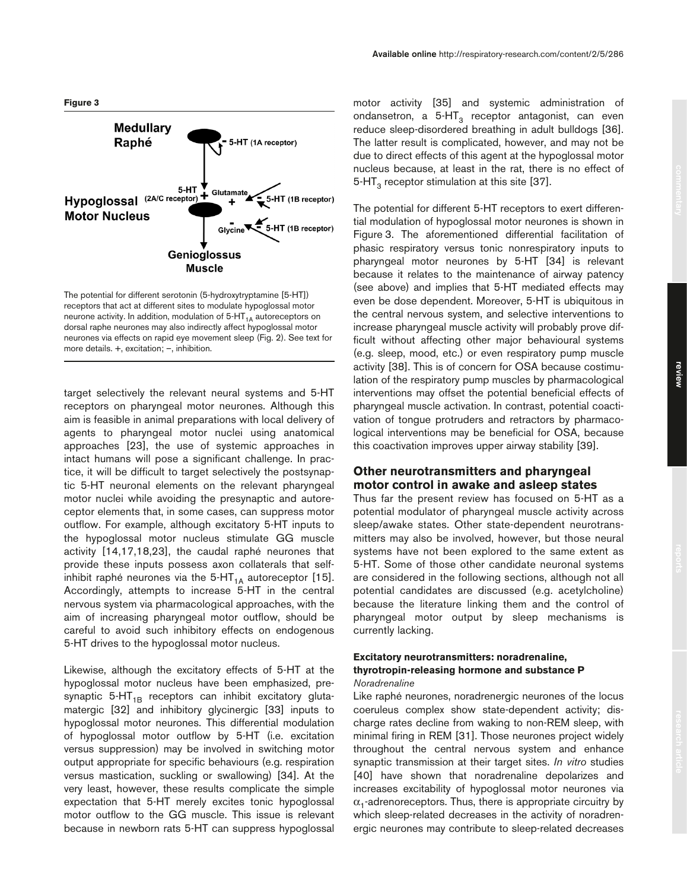**Figure 3**

The potential for different serotonin (5-hydroxytryptamine [5-HT]) receptors that act at different sites to modulate hypoglossal motor neurone activity. In addition, modulation of 5-$HT_{1A}$ autoreceptors on dorsal raphe neurones may also indirectly affect hypoglossal motor neurones via effects on rapid eye movement sleep (Fig. 2). See text for more details. +, excitation; –, inhibition.

target selectively the relevant neural systems and 5-HT receptors on pharyngeal motor neurones. Although this aim is feasible in animal preparations with local delivery of agents to pharyngeal motor nuclei using anatomical approaches [23], the use of systemic approaches in intact humans will pose a significant challenge. In practice, it will be difficult to target selectively the postsynaptic 5-HT neuronal elements on the relevant pharyngeal motor nuclei while avoiding the presynaptic and autoreceptor elements that, in some cases, can suppress motor outflow. For example, although excitatory 5-HT inputs to the hypoglossal motor nucleus stimulate GG muscle activity [14,17,18,23], the caudal raphé neurones that provide these inputs possess axon collaterals that self-inhibit raphé neurones via the 5-$HT_{1A}$ autoreceptor [15]. Accordingly, attempts to increase 5-HT in the central nervous system via pharmacological approaches, with the aim of increasing pharyngeal motor outflow, should be careful to avoid such inhibitory effects on endogenous 5-HT drives to the hypoglossal motor nucleus.

Likewise, although the excitatory effects of 5-HT at the hypoglossal motor nucleus have been emphasized, presynaptic 5-$HT_{1B}$ receptors can inhibit excitatory glutamatergic [32] and inhibitory glycinergic [33] inputs to hypoglossal motor neurones. This differential modulation of hypoglossal motor outflow by 5-HT (i.e. excitation versus suppression) may be involved in switching motor output appropriate for specific behaviours (e.g. respiration versus mastication, suckling or swallowing) [34]. At the very least, however, these results complicate the simple expectation that 5-HT merely excites tonic hypoglossal motor outflow to the GG muscle. This issue is relevant because in newborn rats 5-HT can suppress hypoglossal motor activity [35] and systemic administration of ondansetron, a 5-$HT_3$ receptor antagonist, can even reduce sleep-disordered breathing in adult bulldogs [36]. The latter result is complicated, however, and may not be due to direct effects of this agent at the hypoglossal motor nucleus because, at least in the rat, there is no effect of 5-$HT_3$ receptor stimulation at this site [37].

The potential for different 5-HT receptors to exert differential modulation of hypoglossal motor neurones is shown in Figure 3. The aforementioned differential facilitation of phasic respiratory versus tonic nonrespiratory inputs to pharyngeal motor neurones by 5-HT [34] is relevant because it relates to the maintenance of airway patency (see above) and implies that 5-HT mediated effects may even be dose dependent. Moreover, 5-HT is ubiquitous in the central nervous system, and selective interventions to increase pharyngeal muscle activity will probably prove difficult without affecting other major behavioural systems (e.g. sleep, mood, etc.) or even respiratory pump muscle activity [38]. This is of concern for OSA because costimulation of the respiratory pump muscles by pharmacological interventions may offset the potential beneficial effects of pharyngeal muscle activation. In contrast, potential coactivation of tongue protruders and retractors by pharmacological interventions may be beneficial for OSA, because this coactivation improves upper airway stability [39].

## Other neurotransmitters and pharyngeal motor control in awake and asleep states

Thus far the present review has focused on 5-HT as a potential modulator of pharyngeal muscle activity across sleep/awake states. Other state-dependent neurotransmitters may also be involved, however, but those neural systems have not been explored to the same extent as 5-HT. Some of those other candidate neuronal systems are considered in the following sections, although not all potential candidates are discussed (e.g. acetylcholine) because the literature linking them and the control of pharyngeal motor output by sleep mechanisms is currently lacking.

### Excitatory neurotransmitters: noradrenaline, thyrotropin-releasing hormone and substance P

*Noradrenaline*

Like raphé neurones, noradrenergic neurones of the locus coeruleus complex show state-dependent activity; discharge rates decline from waking to non-REM sleep, with minimal firing in REM [31]. Those neurones project widely throughout the central nervous system and enhance synaptic transmission at their target sites. *In vitro* studies [40] have shown that noradrenaline depolarizes and increases excitability of hypoglossal motor neurones via $\alpha_1$-adrenoreceptors. Thus, there is appropriate circuitry by which sleep-related decreases in the activity of noradrenergic neurones may contribute to sleep-related decreases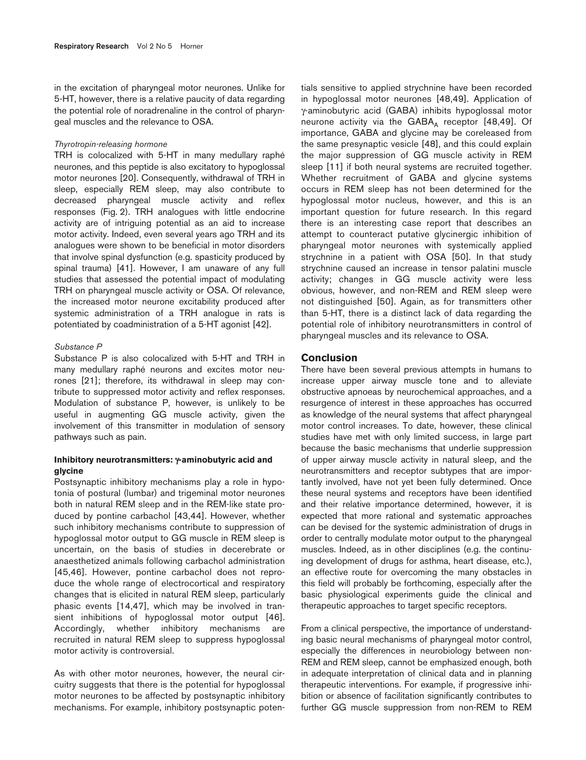in the excitation of pharyngeal motor neurones. Unlike for 5-HT, however, there is a relative paucity of data regarding the potential role of noradrenaline in the control of pharyngeal muscles and the relevance to OSA.

#### *Thyrotropin-releasing hormone*

TRH is colocalized with 5-HT in many medullary raphé neurones, and this peptide is also excitatory to hypoglossal motor neurones [20]. Consequently, withdrawal of TRH in sleep, especially REM sleep, may also contribute to decreased pharyngeal muscle activity and reflex responses (Fig. 2). TRH analogues with little endocrine activity are of intriguing potential as an aid to increase motor activity. Indeed, even several years ago TRH and its analogues were shown to be beneficial in motor disorders that involve spinal dysfunction (e.g. spasticity produced by spinal trauma) [41]. However, I am unaware of any full studies that assessed the potential impact of modulating TRH on pharyngeal muscle activity or OSA. Of relevance, the increased motor neurone excitability produced after systemic administration of a TRH analogue in rats is potentiated by coadministration of a 5-HT agonist [42].

#### *Substance P*

Substance P is also colocalized with 5-HT and TRH in many medullary raphé neurons and excites motor neurones [21]; therefore, its withdrawal in sleep may contribute to suppressed motor activity and reflex responses. Modulation of substance P, however, is unlikely to be useful in augmenting GG muscle activity, given the involvement of this transmitter in modulation of sensory pathways such as pain.

### **Inhibitory neurotransmitters: γ-aminobutyric acid and glycine**

Postsynaptic inhibitory mechanisms play a role in hypotonia of postural (lumbar) and trigeminal motor neurones both in natural REM sleep and in the REM-like state produced by pontine carbachol [43,44]. However, whether such inhibitory mechanisms contribute to suppression of hypoglossal motor output to GG muscle in REM sleep is uncertain, on the basis of studies in decerebrate or anaesthetized animals following carbachol administration [45,46]. However, pontine carbachol does not reproduce the whole range of electrocortical and respiratory changes that is elicited in natural REM sleep, particularly phasic events [14,47], which may be involved in transient inhibitions of hypoglossal motor output [46]. Accordingly, whether inhibitory mechanisms are recruited in natural REM sleep to suppress hypoglossal motor activity is controversial.

As with other motor neurones, however, the neural circuitry suggests that there is the potential for hypoglossal motor neurones to be affected by postsynaptic inhibitory mechanisms. For example, inhibitory postsynaptic potentials sensitive to applied strychnine have been recorded in hypoglossal motor neurones [48,49]. Application of γ-aminobutyric acid (GABA) inhibits hypoglossal motor neurone activity via the $GABA_A$ receptor [48,49]. Of importance, GABA and glycine may be coreleased from the same presynaptic vesicle [48], and this could explain the major suppression of GG muscle activity in REM sleep [11] if both neural systems are recruited together. Whether recruitment of GABA and glycine systems occurs in REM sleep has not been determined for the hypoglossal motor nucleus, however, and this is an important question for future research. In this regard there is an interesting case report that describes an attempt to counteract putative glycinergic inhibition of pharyngeal motor neurones with systemically applied strychnine in a patient with OSA [50]. In that study strychnine caused an increase in tensor palatini muscle activity; changes in GG muscle activity were less obvious, however, and non-REM and REM sleep were not distinguished [50]. Again, as for transmitters other than 5-HT, there is a distinct lack of data regarding the potential role of inhibitory neurotransmitters in control of pharyngeal muscles and its relevance to OSA.

## **Conclusion**

There have been several previous attempts in humans to increase upper airway muscle tone and to alleviate obstructive apnoeas by neurochemical approaches, and a resurgence of interest in these approaches has occurred as knowledge of the neural systems that affect pharyngeal motor control increases. To date, however, these clinical studies have met with only limited success, in large part because the basic mechanisms that underlie suppression of upper airway muscle activity in natural sleep, and the neurotransmitters and receptor subtypes that are importantly involved, have not yet been fully determined. Once these neural systems and receptors have been identified and their relative importance determined, however, it is expected that more rational and systematic approaches can be devised for the systemic administration of drugs in order to centrally modulate motor output to the pharyngeal muscles. Indeed, as in other disciplines (e.g. the continuing development of drugs for asthma, heart disease, etc.), an effective route for overcoming the many obstacles in this field will probably be forthcoming, especially after the basic physiological experiments guide the clinical and therapeutic approaches to target specific receptors.

From a clinical perspective, the importance of understanding basic neural mechanisms of pharyngeal motor control, especially the differences in neurobiology between non-REM and REM sleep, cannot be emphasized enough, both in adequate interpretation of clinical data and in planning therapeutic interventions. For example, if progressive inhibition or absence of facilitation significantly contributes to further GG muscle suppression from non-REM to REM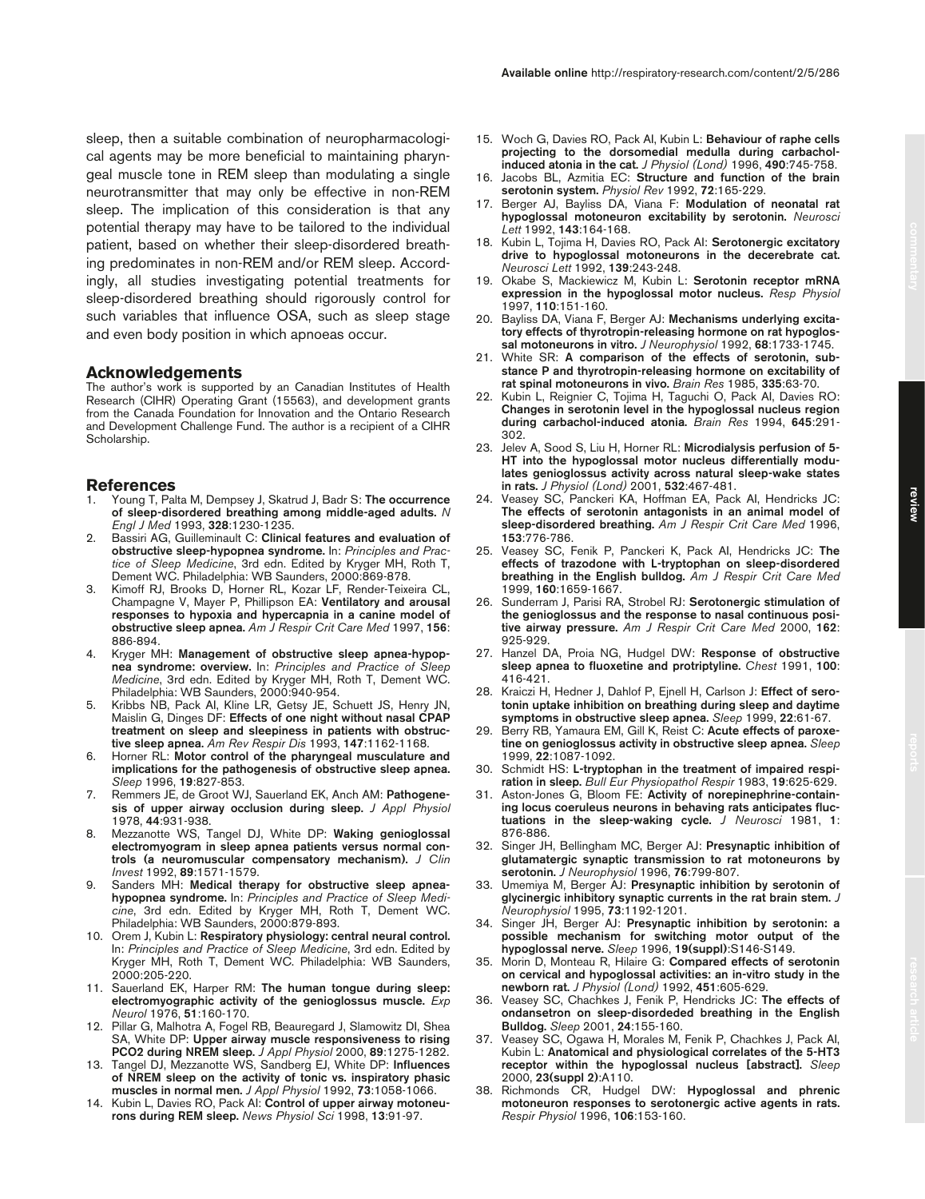sleep, then a suitable combination of neuropharmacological agents may be more beneficial to maintaining pharyngeal muscle tone in REM sleep than modulating a single neurotransmitter that may only be effective in non-REM sleep. The implication of this consideration is that any potential therapy may have to be tailored to the individual patient, based on whether their sleep-disordered breathing predominates in non-REM and/or REM sleep. Accordingly, all studies investigating potential treatments for sleep-disordered breathing should rigorously control for such variables that influence OSA, such as sleep stage and even body position in which apnoeas occur.

## Acknowledgements

The author's work is supported by an Canadian Institutes of Health Research (CIHR) Operating Grant (15563), and development grants from the Canada Foundation for Innovation and the Ontario Research and Development Challenge Fund. The author is a recipient of a CIHR Scholarship.

## References

1. Young T, Palta M, Dempsey J, Skatrud J, Badr S: **The occurrence of sleep-disordered breathing among middle-aged adults.** *N Engl J Med* 1993, **328**:1230-1235.
2. Bassiri AG, Guilleminault C: **Clinical features and evaluation of obstructive sleep-hypopnea syndrome.** In: *Principles and Practice of Sleep Medicine*, 3rd edn. Edited by Kryger MH, Roth T, Dement WC. Philadelphia: WB Saunders, 2000:869-878.
3. Kimoff RJ, Brooks D, Horner RL, Kozar LF, Render-Teixeira CL, Champagne V, Mayer P, Phillipson EA: **Ventilatory and arousal responses to hypoxia and hypercapnia in a canine model of obstructive sleep apnea.** *Am J Respir Crit Care Med* 1997, **156**: 886-894.
4. Kryger MH: **Management of obstructive sleep apnea-hypopnea syndrome: overview.** In: *Principles and Practice of Sleep Medicine*, 3rd edn. Edited by Kryger MH, Roth T, Dement WC. Philadelphia: WB Saunders, 2000:940-954.
5. Kribbs NB, Pack AI, Kline LR, Getsy JE, Schuett JS, Henry JN, Maislin G, Dinges DF: **Effects of one night without nasal CPAP treatment on sleep and sleepiness in patients with obstructive sleep apnea.** *Am Rev Respir Dis* 1993, **147**:1162-1168.
6. Horner RL: **Motor control of the pharyngeal musculature and implications for the pathogenesis of obstructive sleep apnea.** *Sleep* 1996, **19**:827-853.
7. Remmers JE, de Groot WJ, Sauerland EK, Anch AM: **Pathogenesis of upper airway occlusion during sleep.** *J Appl Physiol* 1978, **44**:931-938.
8. Mezzanotte WS, Tangel DJ, White DP: **Waking genioglossal electromyogram in sleep apnea patients versus normal controls (a neuromuscular compensatory mechanism).** *J Clin Invest* 1992, **89**:1571-1579.
9. Sanders MH: **Medical therapy for obstructive sleep apnea-hypopnea syndrome.** In: *Principles and Practice of Sleep Medicine*, 3rd edn. Edited by Kryger MH, Roth T, Dement WC. Philadelphia: WB Saunders, 2000:879-893.
10. Orem J, Kubin L: **Respiratory physiology: central neural control.** In: *Principles and Practice of Sleep Medicine*, 3rd edn. Edited by Kryger MH, Roth T, Dement WC. Philadelphia: WB Saunders, 2000:205-220.
11. Sauerland EK, Harper RM: **The human tongue during sleep: electromyographic activity of the genioglossus muscle.** *Exp Neurol* 1976, **51**:160-170.
12. Pillar G, Malhotra A, Fogel RB, Beauregard J, Slamowitz DI, Shea SA, White DP: **Upper airway muscle responsiveness to rising PCO2 during NREM sleep.** *J Appl Physiol* 2000, **89**:1275-1282.
13. Tangel DJ, Mezzanotte WS, Sandberg EJ, White DP: **Influences of NREM sleep on the activity of tonic vs. inspiratory phasic muscles in normal men.** *J Appl Physiol* 1992, **73**:1058-1066.
14. Kubin L, Davies RO, Pack AI: **Control of upper airway motoneurons during REM sleep.** *News Physiol Sci* 1998, **13**:91-97.
15. Woch G, Davies RO, Pack AI, Kubin L: **Behaviour of raphe cells projecting to the dorsomedial medulla during carbachol-induced atonia in the cat.** *J Physiol (Lond)* 1996, **490**:745-758.
16. Jacobs BL, Azmitia EC: **Structure and function of the brain serotonin system.** *Physiol Rev* 1992, **72**:165-229.
17. Berger AJ, Bayliss DA, Viana F: **Modulation of neonatal rat hypoglossal motoneuron excitability by serotonin.** *Neurosci Lett* 1992, **143**:164-168.
18. Kubin L, Tojima H, Davies RO, Pack AI: **Serotonergic excitatory drive to hypoglossal motoneurons in the decerebrate cat.** *Neurosci Lett* 1992, **139**:243-248.
19. Okabe S, Mackiewicz M, Kubin L: **Serotonin receptor mRNA expression in the hypoglossal motor nucleus.** *Resp Physiol* 1997, **110**:151-160.
20. Bayliss DA, Viana F, Berger AJ: **Mechanisms underlying excitatory effects of thyrotropin-releasing hormone on rat hypoglossal motoneurons in vitro.** *J Neurophysiol* 1992, **68**:1733-1745.
21. White SR: **A comparison of the effects of serotonin, substance P and thyrotropin-releasing hormone on excitability of rat spinal motoneurons in vivo.** *Brain Res* 1985, **335**:63-70.
22. Kubin L, Reignier C, Tojima H, Taguchi O, Pack AI, Davies RO: **Changes in serotonin level in the hypoglossal nucleus region during carbachol-induced atonia.** *Brain Res* 1994, **645**:291-302.
23. Jelev A, Sood S, Liu H, Horner RL: **Microdialysis perfusion of 5-HT into the hypoglossal motor nucleus differentially modulates genioglossus activity across natural sleep-wake states in rats.** *J Physiol (Lond)* 2001, **532**:467-481.
24. Veasey SC, Panckeri KA, Hoffman EA, Pack AI, Hendricks JC: **The effects of serotonin antagonists in an animal model of sleep-disordered breathing.** *Am J Respir Crit Care Med* 1996, **153**:776-786.
25. Veasey SC, Fenik P, Panckeri K, Pack AI, Hendricks JC: **The effects of trazodone with L-tryptophan on sleep-disordered breathing in the English bulldog.** *Am J Respir Crit Care Med* 1999, **160**:1659-1667.
26. Sunderram J, Parisi RA, Strobel RJ: **Serotonergic stimulation of the genioglossus and the response to nasal continuous positive airway pressure.** *Am J Respir Crit Care Med* 2000, **162**: 925-929.
27. Hanzel DA, Proia NG, Hudgel DW: **Response of obstructive sleep apnea to fluoxetine and protriptyline.** *Chest* 1991, **100**: 416-421.
28. Kraiczi H, Hedner J, Dahlof P, Ejnell H, Carlson J: **Effect of serotonin uptake inhibition on breathing during sleep and daytime symptoms in obstructive sleep apnea.** *Sleep* 1999, **22**:61-67.
29. Berry RB, Yamaura EM, Gill K, Reist C: **Acute effects of paroxetine on genioglossus activity in obstructive sleep apnea.** *Sleep* 1999, **22**:1087-1092.
30. Schmidt HS: **L-tryptophan in the treatment of impaired respiration in sleep.** *Bull Eur Physiopathol Respir* 1983, **19**:625-629.
31. Aston-Jones G, Bloom FE: **Activity of norepinephrine-containing locus coeruleus neurons in behaving rats anticipates fluctuations in the sleep-waking cycle.** *J Neurosci* 1981, **1**: 876-886.
32. Singer JH, Bellingham MC, Berger AJ: **Presynaptic inhibition of glutamatergic synaptic transmission to rat motoneurons by serotonin.** *J Neurophysiol* 1996, **76**:799-807.
33. Umemiya M, Berger AJ: **Presynaptic inhibition by serotonin of glycinergic inhibitory synaptic currents in the rat brain stem.** *J Neurophysiol* 1995, **73**:1192-1201.
34. Singer JH, Berger AJ: **Presynaptic inhibition by serotonin: a possible mechanism for switching motor output of the hypoglossal nerve.** *Sleep* 1996, **19(suppl)**:S146-S149.
35. Morin D, Monteau R, Hilaire G: **Compared effects of serotonin on cervical and hypoglossal activities: an in-vitro study in the newborn rat.** *J Physiol (Lond)* 1992, **451**:605-629.
36. Veasey SC, Chachkes J, Fenik P, Hendricks JC: **The effects of ondansetron on sleep-disordeded breathing in the English Bulldog.** *Sleep* 2001, **24**:155-160.
37. Veasey SC, Ogawa H, Morales M, Fenik P, Chachkes J, Pack AI, Kubin L: **Anatomical and physiological correlates of the 5-HT3 receptor within the hypoglossal nucleus [abstract].** *Sleep* 2000, **23(suppl 2)**:A110.
38. Richmonds CR, Hudgel DW: **Hypoglossal and phrenic motoneuron responses to serotonergic active agents in rats.** *Respir Physiol* 1996, **106**:153-160.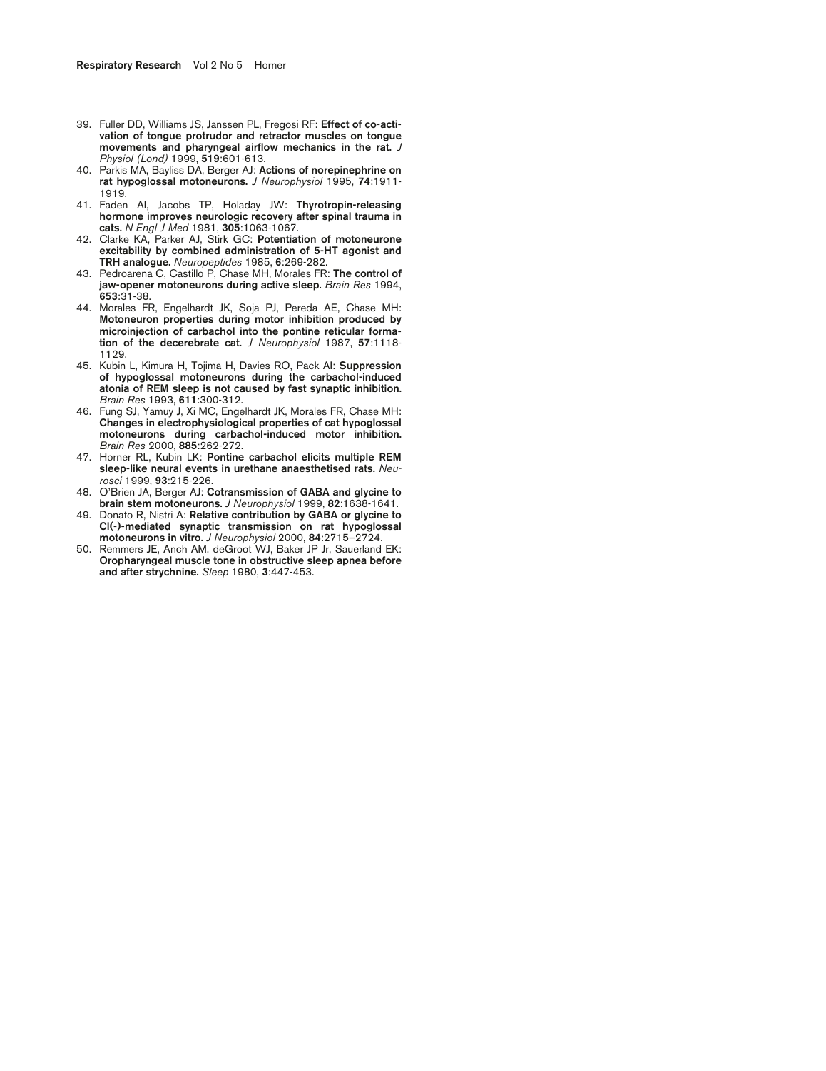39. Fuller DD, Williams JS, Janssen PL, Fregosi RF: **Effect of co-activation of tongue protrudor and retractor muscles on tongue movements and pharyngeal airflow mechanics in the rat.** *J Physiol (Lond)* 1999, **519**:601-613.
40. Parkis MA, Bayliss DA, Berger AJ: **Actions of norepinephrine on rat hypoglossal motoneurons.** *J Neurophysiol* 1995, **74**:1911-1919.
41. Faden AI, Jacobs TP, Holaday JW: **Thyrotropin-releasing hormone improves neurologic recovery after spinal trauma in cats.** *N Engl J Med* 1981, **305**:1063-1067.
42. Clarke KA, Parker AJ, Stirk GC: **Potentiation of motoneurone excitability by combined administration of 5-HT agonist and TRH analogue.** *Neuropeptides* 1985, **6**:269-282.
43. Pedroarena C, Castillo P, Chase MH, Morales FR: **The control of jaw-opener motoneurons during active sleep.** *Brain Res* 1994, **653**:31-38.
44. Morales FR, Engelhardt JK, Soja PJ, Pereda AE, Chase MH: **Motoneuron properties during motor inhibition produced by microinjection of carbachol into the pontine reticular formation of the decerebrate cat.** *J Neurophysiol* 1987, **57**:1118-1129.
45. Kubin L, Kimura H, Tojima H, Davies RO, Pack AI: **Suppression of hypoglossal motoneurons during the carbachol-induced atonia of REM sleep is not caused by fast synaptic inhibition.** *Brain Res* 1993, **611**:300-312.
46. Fung SJ, Yamuy J, Xi MC, Engelhardt JK, Morales FR, Chase MH: **Changes in electrophysiological properties of cat hypoglossal motoneurons during carbachol-induced motor inhibition.** *Brain Res* 2000, **885**:262-272.
47. Horner RL, Kubin LK: **Pontine carbachol elicits multiple REM sleep-like neural events in urethane anaesthetised rats.** *Neurosci* 1999, **93**:215-226.
48. O'Brien JA, Berger AJ: **Cotransmission of GABA and glycine to brain stem motoneurons.** *J Neurophysiol* 1999, **82**:1638-1641.
49. Donato R, Nistri A: **Relative contribution by GABA or glycine to Cl(-)-mediated synaptic transmission on rat hypoglossal motoneurons in vitro.** *J Neurophysiol* 2000, **84**:2715–2724.
50. Remmers JE, Anch AM, deGroot WJ, Baker JP Jr, Sauerland EK: **Oropharyngeal muscle tone in obstructive sleep apnea before and after strychnine.** *Sleep* 1980, **3**:447-453.